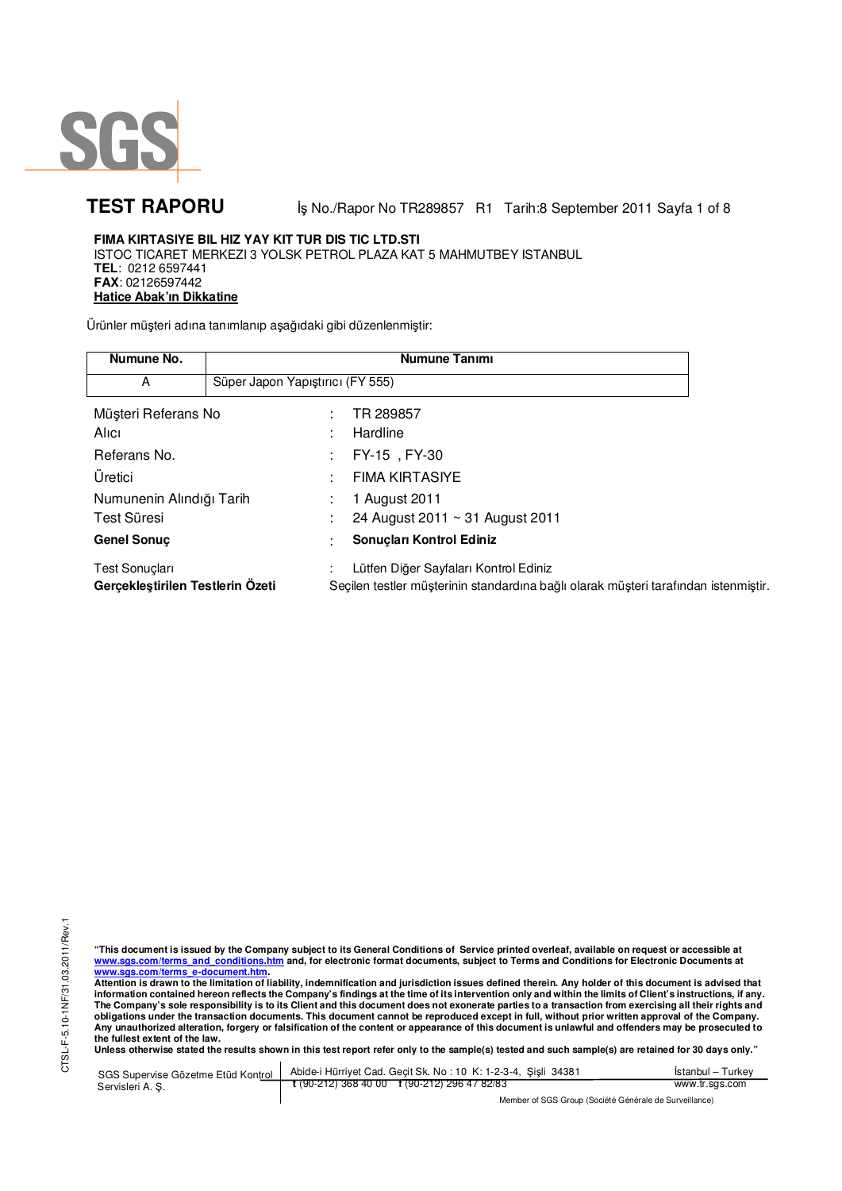# TEST RAPORU

İş No./Rapor No TR289857 R1 Tarih:8 September 2011

**FIMA KIRTASIYE BIL HIZ YAY KIT TUR DIS TIC LTD.STI**
ISTOC TICARET MERKEZI 3 YOLSK PETROL PLAZA KAT 5 MAHMUTBEY ISTANBUL
**TEL**: 0212 6597441
**FAX**: 02126597442
**Hatice Abak'ın Dikkatine**

Ürünler müşteri adına tanımlanıp aşağıdaki gibi düzenlenmiştir:

| Numune No. | Numune Tanımı |
|---|---|
| A | Süper Japon Yapıştırıcı (FY 555) |

| | | |
|---|---|---|
| Müşteri Referans No | : | TR 289857 |
| Alıcı | : | Hardline |
| Referans No. | : | FY-15 , FY-30 |
| Üretici | : | FIMA KIRTASIYE |
| Numunenin Alındığı Tarih | : | 1 August 2011 |
| Test Süresi | : | 24 August 2011 ~ 31 August 2011 |
| **Genel Sonuç** | : | **Sonuçları Kontrol Ediniz** |
| Test Sonuçları | : | Lütfen Diğer Sayfaları Kontrol Ediniz |
| **Gerçekleştirilen Testlerin Özeti** | | Seçilen testler müşterinin standardına bağlı olarak müşteri tarafından istenmiştir. |

**"This document is issued by the Company subject to its General Conditions of Service printed overleaf, available on request or accessible at www.sgs.com/terms_and_conditions.htm and, for electronic format documents, subject to Terms and Conditions for Electronic Documents at www.sgs.com/terms_e-document.htm.**
**Attention is drawn to the limitation of liability, indemnification and jurisdiction issues defined therein. Any holder of this document is advised that information contained hereon reflects the Company's findings at the time of its intervention only and within the limits of Client's instructions, if any. The Company's sole responsibility is to its Client and this document does not exonerate parties to a transaction from exercising all their rights and obligations under the transaction documents. This document cannot be reproduced except in full, without prior written approval of the Company. Any unauthorized alteration, forgery or falsification of the content or appearance of this document is unlawful and offenders may be prosecuted to the fullest extent of the law.**
**Unless otherwise stated the results shown in this test report refer only to the sample(s) tested and such sample(s) are retained for 30 days only."**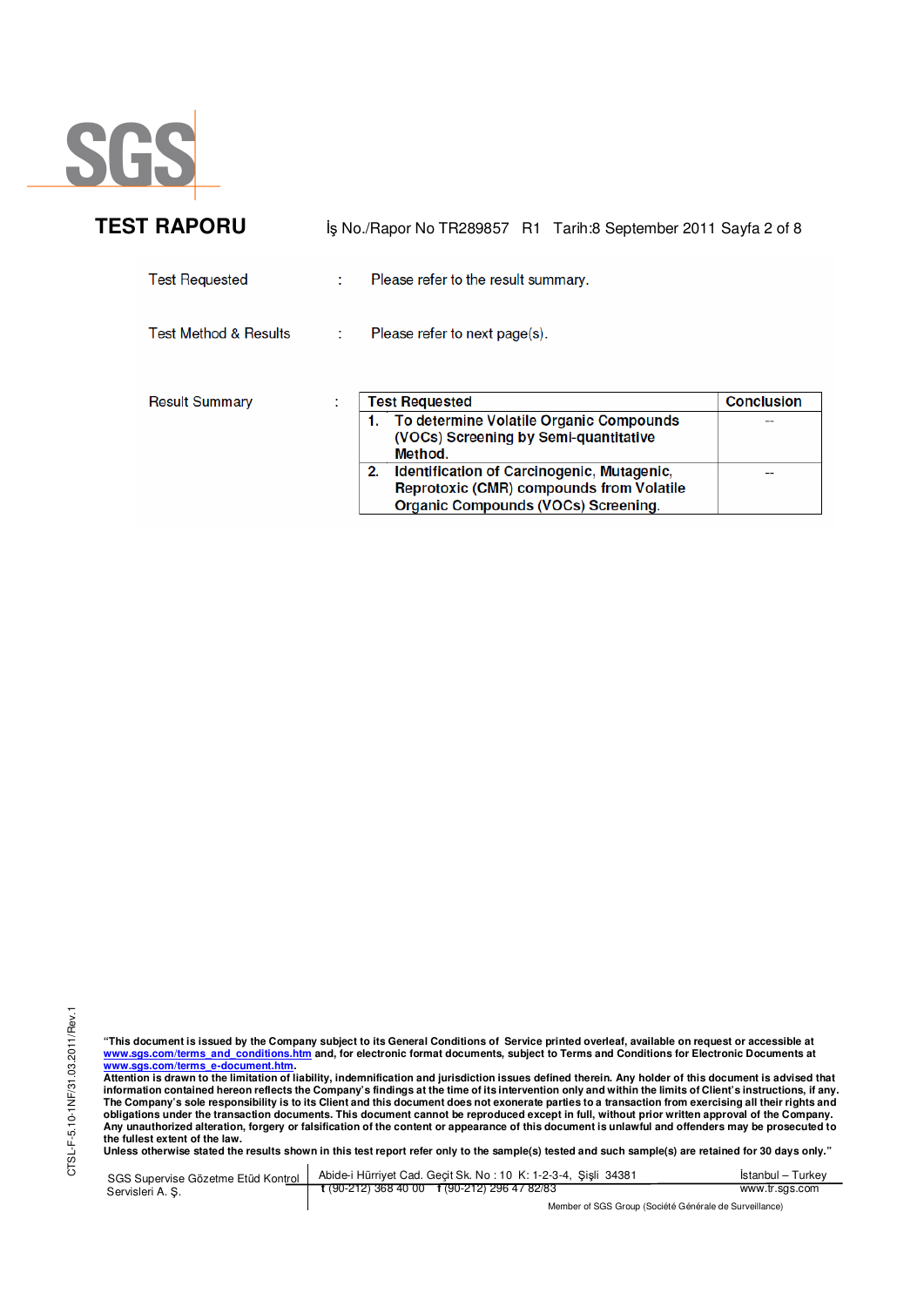# TEST RAPORU

İş No./Rapor No TR289857 R1 Tarih:8 September 2011

Test Requested : Please refer to the result summary.

Test Method & Results : Please refer to next page(s).

Result Summary :

| Test Requested | Conclusion |
| --- | --- |
| 1. To determine Volatile Organic Compounds (VOCs) Screening by Semi-quantitative Method. | -- |
| 2. Identification of Carcinogenic, Mutagenic, Reprotoxic (CMR) compounds from Volatile Organic Compounds (VOCs) Screening. | -- |

**"This document is issued by the Company subject to its General Conditions of Service printed overleaf, available on request or accessible at www.sgs.com/terms_and_conditions.htm and, for electronic format documents, subject to Terms and Conditions for Electronic Documents at www.sgs.com/terms_e-document.htm.**
**Attention is drawn to the limitation of liability, indemnification and jurisdiction issues defined therein. Any holder of this document is advised that information contained hereon reflects the Company's findings at the time of its intervention only and within the limits of Client's instructions, if any. The Company's sole responsibility is to its Client and this document does not exonerate parties to a transaction from exercising all their rights and obligations under the transaction documents. This document cannot be reproduced except in full, without prior written approval of the Company. Any unauthorized alteration, forgery or falsification of the content or appearance of this document is unlawful and offenders may be prosecuted to the fullest extent of the law.**
**Unless otherwise stated the results shown in this test report refer only to the sample(s) tested and such sample(s) are retained for 30 days only."**

SGS Supervise Gözetme Etüd Kontrol Servisleri A. Ş. | Abide-i Hürriyet Cad. Geçit Sk. No : 10 K: 1-2-3-4, Şişli 34381 | t (90-212) 368 40 00 f (90-212) 296 47 82/83 | İstanbul – Turkey | www.tr.sgs.com

Member of SGS Group (Société Générale de Surveillance)

CTSL-F-5.10-1NF/31.03.2011/Rev.1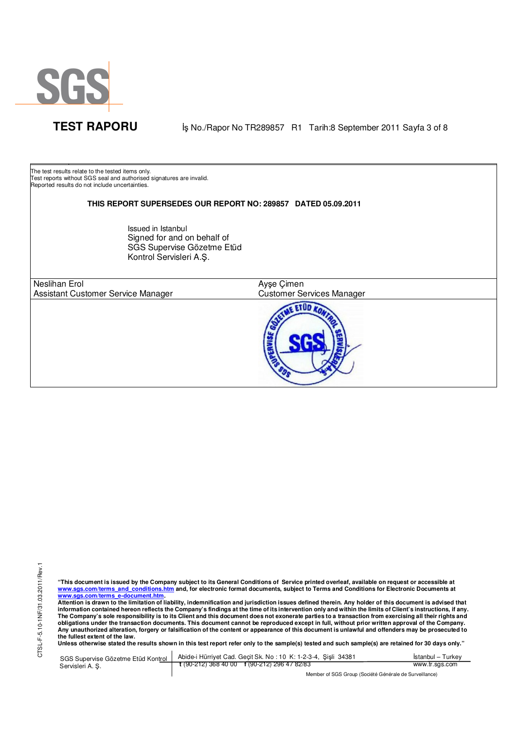The test results relate to the tested items only.
Test reports without SGS seal and authorised signatures are invalid.
Reported results do not include uncertainties.

**THIS REPORT SUPERSEDES OUR REPORT NO: 289857 DATED 05.09.2011**

Issued in Istanbul
Signed for and on behalf of
SGS Supervise Gözetme Etüd
Kontrol Servisleri A.Ş.

| Neslihan Erol | Ayşe Çimen |
| --- | --- |
| Assistant Customer Service Manager | Customer Services Manager |

**"This document is issued by the Company subject to its General Conditions of Service printed overleaf, available on request or accessible at www.sgs.com/terms_and_conditions.htm and, for electronic format documents, subject to Terms and Conditions for Electronic Documents at www.sgs.com/terms_e-document.htm.**
**Attention is drawn to the limitation of liability, indemnification and jurisdiction issues defined therein. Any holder of this document is advised that information contained hereon reflects the Company's findings at the time of its intervention only and within the limits of Client's instructions, if any. The Company's sole responsibility is to its Client and this document does not exonerate parties to a transaction from exercising all their rights and obligations under the transaction documents. This document cannot be reproduced except in full, without prior written approval of the Company. Any unauthorized alteration, forgery or falsification of the content or appearance of this document is unlawful and offenders may be prosecuted to the fullest extent of the law.**
**Unless otherwise stated the results shown in this test report refer only to the sample(s) tested and such sample(s) are retained for 30 days only."**

SGS Supervise Gözetme Etüd Kontrol Servisleri A. Ş. | Abide-i Hürriyet Cad. Geçit Sk. No : 10 K: 1-2-3-4, Şişli 34381 | İstanbul – Turkey
t (90-212) 368 40 00 f (90-212) 296 47 82/83 | www.tr.sgs.com

Member of SGS Group (Société Générale de Surveillance)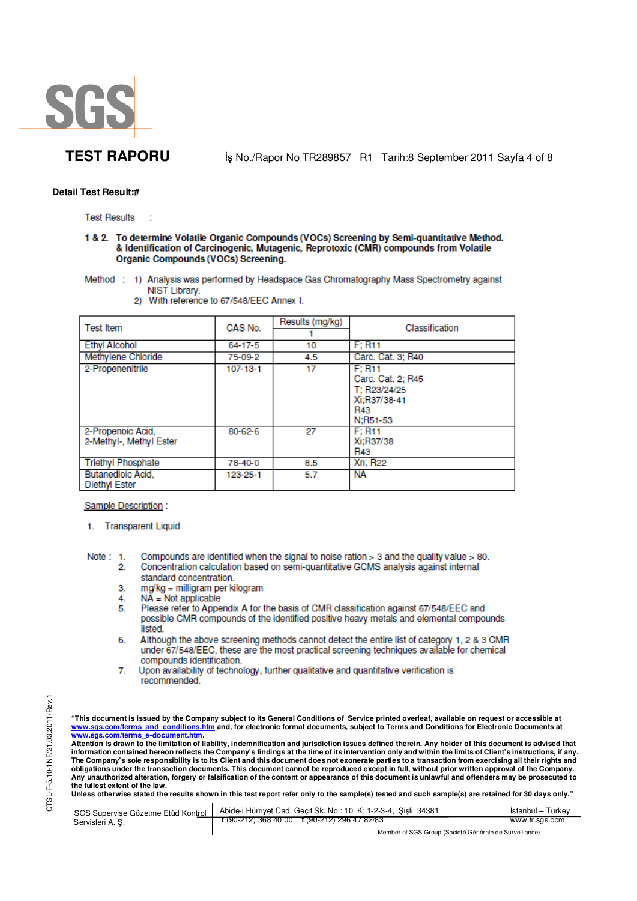SGS

**TEST RAPORU** İş No./Rapor No TR289857 R1 Tarih:8 September 2011

**Detail Test Result:#**

Test Results :

**1 & 2. To determine Volatile Organic Compounds (VOCs) Screening by Semi-quantitative Method. & Identification of Carcinogenic, Mutagenic, Reprotoxic (CMR) compounds from Volatile Organic Compounds (VOCs) Screening.**

Method : 1) Analysis was performed by Headspace Gas Chromatography Mass Spectrometry against NIST Library.
2) With reference to 67/548/EEC Annex I.

| Test Item | CAS No. | Results (mg/kg) 1 | Classification |
|---|---|---|---|
| Ethyl Alcohol | 64-17-5 | 10 | F; R11 |
| Methylene Chloride | 75-09-2 | 4.5 | Carc. Cat. 3; R40 |
| 2-Propenenitrile | 107-13-1 | 17 | F; R11<br>Carc. Cat. 2; R45<br>T; R23/24/25<br>Xi;R37/38-41<br>R43<br>N;R51-53 |
| 2-Propenoic Acid, 2-Methyl-, Methyl Ester | 80-62-6 | 27 | F; R11<br>Xi;R37/38<br>R43 |
| Triethyl Phosphate | 78-40-0 | 8.5 | Xn; R22 |
| Butanedioic Acid, Diethyl Ester | 123-25-1 | 5.7 | NA |

Sample Description :

1. Transparent Liquid

Note :
1. Compounds are identified when the signal to noise ration > 3 and the quality value > 80.
2. Concentration calculation based on semi-quantitative GCMS analysis against internal standard concentration.
3. mg/kg = milligram per kilogram
4. NA = Not applicable
5. Please refer to Appendix A for the basis of CMR classification against 67/548/EEC and possible CMR compounds of the identified positive heavy metals and elemental compounds listed.
6. Although the above screening methods cannot detect the entire list of category 1, 2 & 3 CMR under 67/548/EEC, these are the most practical screening techniques available for chemical compounds identification.
7. Upon availability of technology, further qualitative and quantitative verification is recommended.

CTSL-F-5.10-1NF/31.03.2011/Rev.1

**"This document is issued by the Company subject to its General Conditions of Service printed overleaf, available on request or accessible at www.sgs.com/terms_and_conditions.htm and, for electronic format documents, subject to Terms and Conditions for Electronic Documents at www.sgs.com/terms_e-document.htm.**
**Attention is drawn to the limitation of liability, indemnification and jurisdiction issues defined therein. Any holder of this document is advised that information contained hereon reflects the Company's findings at the time of its intervention only and within the limits of Client's instructions, if any. The Company's sole responsibility is to its Client and this document does not exonerate parties to a transaction from exercising all their rights and obligations under the transaction documents. This document cannot be reproduced except in full, without prior written approval of the Company. Any unauthorized alteration, forgery or falsification of the content or appearance of this document is unlawful and offenders may be prosecuted to the fullest extent of the law.**
**Unless otherwise stated the results shown in this test report refer only to the sample(s) tested and such sample(s) are retained for 30 days only."**

SGS Supervise Gözetme Etüd Kontrol Servisleri A. Ş. | Abide-i Hürriyet Cad. Geçit Sk. No : 10 K: 1-2-3-4, Şişli 34381 İstanbul – Turkey | t (90-212) 368 40 00 f (90-212) 296 47 82/83 | www.tr.sgs.com

Member of SGS Group (Société Générale de Surveillance)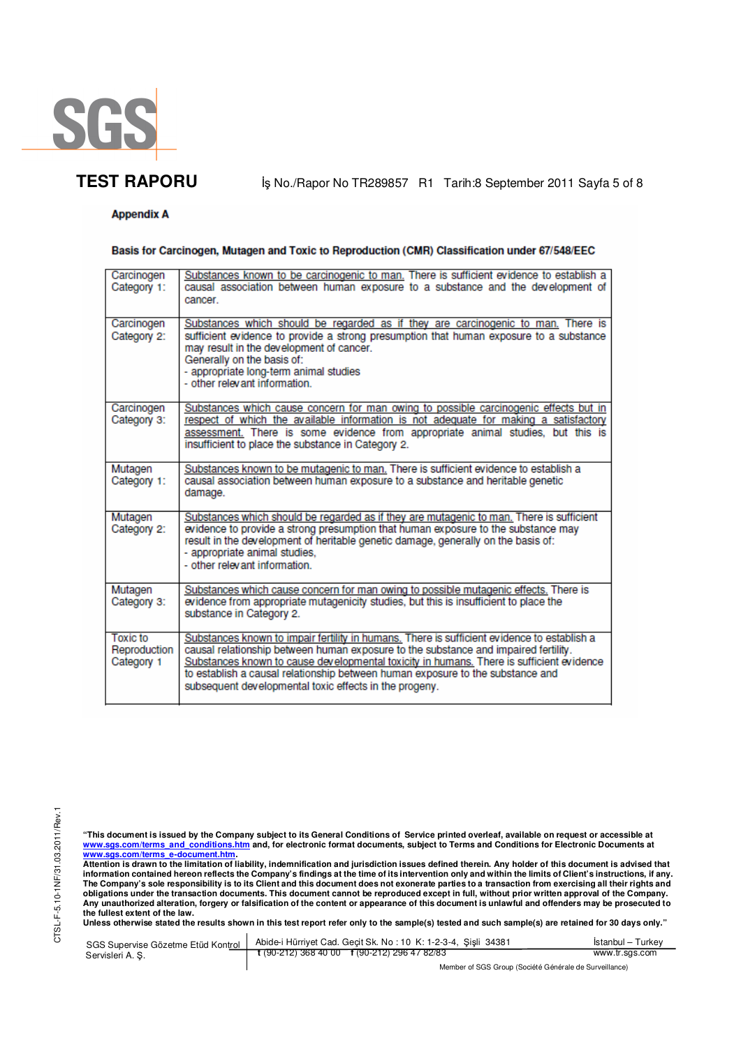## Appendix A

### Basis for Carcinogen, Mutagen and Toxic to Reproduction (CMR) Classification under 67/548/EEC

| Category | Description |
|---|---|
| Carcinogen Category 1: | Substances known to be carcinogenic to man. There is sufficient evidence to establish a causal association between human exposure to a substance and the development of cancer. |
| Carcinogen Category 2: | Substances which should be regarded as if they are carcinogenic to man. There is sufficient evidence to provide a strong presumption that human exposure to a substance may result in the development of cancer.<br>Generally on the basis of:<br>- appropriate long-term animal studies<br>- other relevant information. |
| Carcinogen Category 3: | Substances which cause concern for man owing to possible carcinogenic effects but in respect of which the available information is not adequate for making a satisfactory assessment. There is some evidence from appropriate animal studies, but this is insufficient to place the substance in Category 2. |
| Mutagen Category 1: | Substances known to be mutagenic to man. There is sufficient evidence to establish a causal association between human exposure to a substance and heritable genetic damage. |
| Mutagen Category 2: | Substances which should be regarded as if they are mutagenic to man. There is sufficient evidence to provide a strong presumption that human exposure to the substance may result in the development of heritable genetic damage, generally on the basis of:<br>- appropriate animal studies,<br>- other relevant information. |
| Mutagen Category 3: | Substances which cause concern for man owing to possible mutagenic effects. There is evidence from appropriate mutagenicity studies, but this is insufficient to place the substance in Category 2. |
| Toxic to Reproduction Category 1 | Substances known to impair fertility in humans. There is sufficient evidence to establish a causal relationship between human exposure to the substance and impaired fertility.<br>Substances known to cause developmental toxicity in humans. There is sufficient evidence to establish a causal relationship between human exposure to the substance and subsequent developmental toxic effects in the progeny. |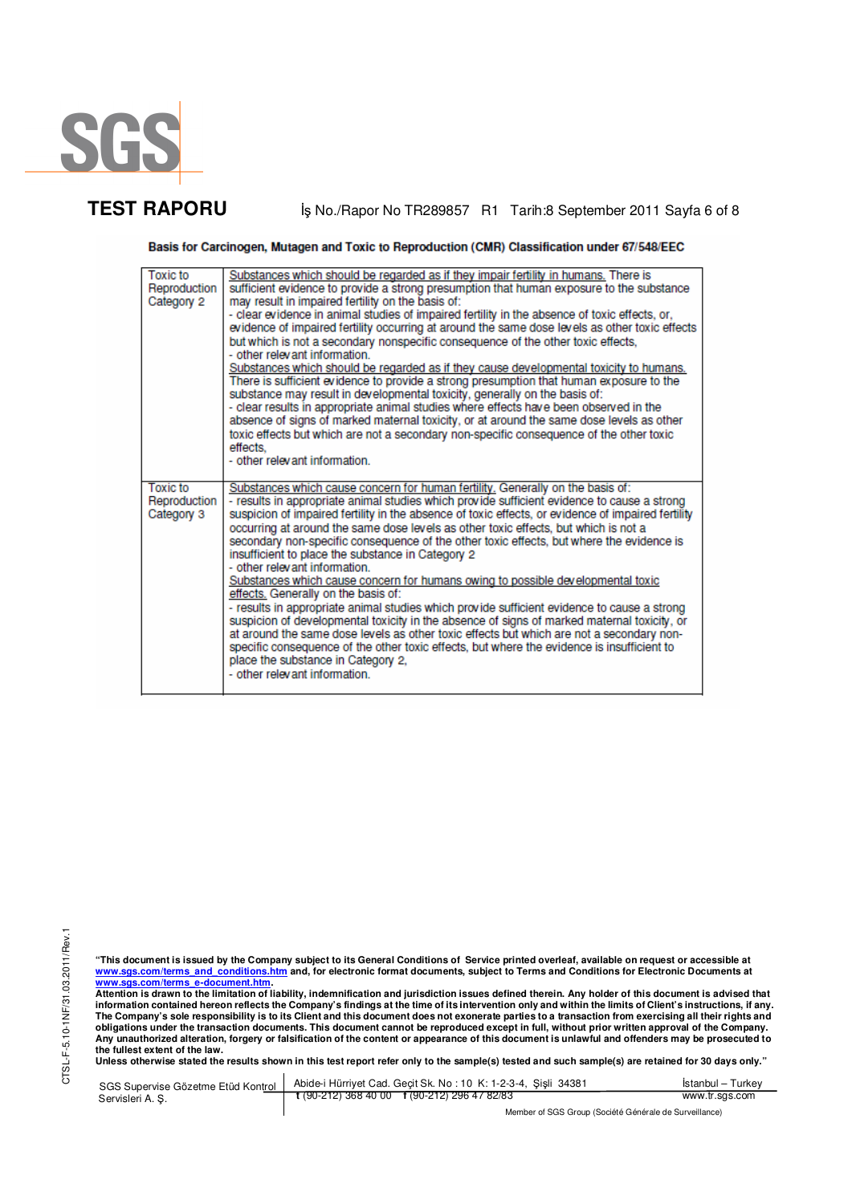**Basis for Carcinogen, Mutagen and Toxic to Reproduction (CMR) Classification under 67/548/EEC**

| | |
|---|---|
| Toxic to Reproduction Category 2 | Substances which should be regarded as if they impair fertility in humans. There is sufficient evidence to provide a strong presumption that human exposure to the substance may result in impaired fertility on the basis of:<br>- clear evidence in animal studies of impaired fertility in the absence of toxic effects, or, evidence of impaired fertility occurring at around the same dose levels as other toxic effects but which is not a secondary nonspecific consequence of the other toxic effects,<br>- other relevant information.<br>Substances which should be regarded as if they cause developmental toxicity to humans. There is sufficient evidence to provide a strong presumption that human exposure to the substance may result in developmental toxicity, generally on the basis of:<br>- clear results in appropriate animal studies where effects have been observed in the absence of signs of marked maternal toxicity, or at around the same dose levels as other toxic effects but which are not a secondary non-specific consequence of the other toxic effects,<br>- other relevant information. |
| Toxic to Reproduction Category 3 | Substances which cause concern for human fertility. Generally on the basis of:<br>- results in appropriate animal studies which provide sufficient evidence to cause a strong suspicion of impaired fertility in the absence of toxic effects, or evidence of impaired fertility occurring at around the same dose levels as other toxic effects, but which is not a secondary non-specific consequence of the other toxic effects, but where the evidence is insufficient to place the substance in Category 2<br>- other relevant information.<br>Substances which cause concern for humans owing to possible developmental toxic effects. Generally on the basis of:<br>- results in appropriate animal studies which provide sufficient evidence to cause a strong suspicion of developmental toxicity in the absence of signs of marked maternal toxicity, or at around the same dose levels as other toxic effects but which are not a secondary non-specific consequence of the other toxic effects, but where the evidence is insufficient to place the substance in Category 2,<br>- other relevant information. |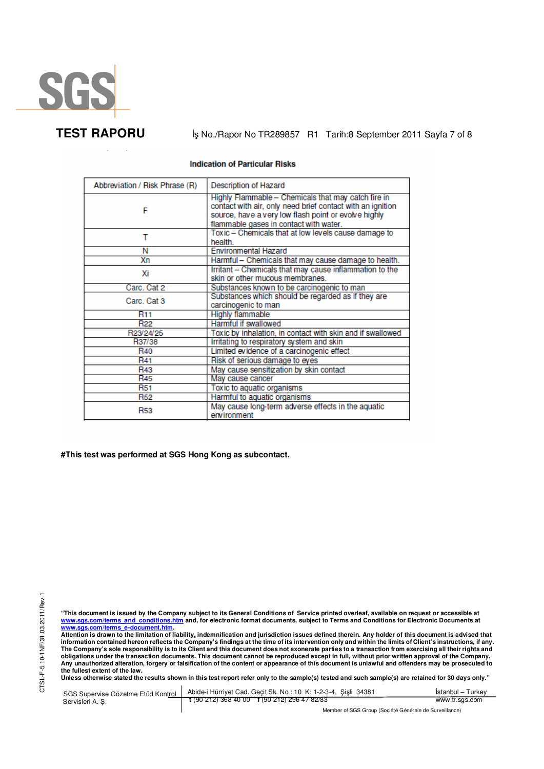**TEST RAPORU** İş No./Rapor No TR289857 R1 Tarih:8 September 2011

### Indication of Particular Risks

| Abbreviation / Risk Phrase (R) | Description of Hazard |
|---|---|
| F | Highly Flammable – Chemicals that may catch fire in contact with air, only need brief contact with an ignition source, have a very low flash point or evolve highly flammable gases in contact with water. |
| T | Toxic – Chemicals that at low levels cause damage to health. |
| N | Environmental Hazard |
| Xn | Harmful – Chemicals that may cause damage to health. |
| Xi | Irritant – Chemicals that may cause inflammation to the skin or other mucous membranes. |
| Carc. Cat 2 | Substances known to be carcinogenic to man |
| Carc. Cat 3 | Substances which should be regarded as if they are carcinogenic to man |
| R11 | Highly flammable |
| R22 | Harmful if swallowed |
| R23/24/25 | Toxic by inhalation, in contact with skin and if swallowed |
| R37/38 | Irritating to respiratory system and skin |
| R40 | Limited evidence of a carcinogenic effect |
| R41 | Risk of serious damage to eyes |
| R43 | May cause sensitization by skin contact |
| R45 | May cause cancer |
| R51 | Toxic to aquatic organisms |
| R52 | Harmful to aquatic organisms |
| R53 | May cause long-term adverse effects in the aquatic environment |

**#This test was performed at SGS Hong Kong as subcontact.**

**"This document is issued by the Company subject to its General Conditions of Service printed overleaf, available on request or accessible at www.sgs.com/terms_and_conditions.htm and, for electronic format documents, subject to Terms and Conditions for Electronic Documents at www.sgs.com/terms_e-document.htm.**
**Attention is drawn to the limitation of liability, indemnification and jurisdiction issues defined therein. Any holder of this document is advised that information contained hereon reflects the Company's findings at the time of its intervention only and within the limits of Client's instructions, if any. The Company's sole responsibility is to its Client and this document does not exonerate parties to a transaction from exercising all their rights and obligations under the transaction documents. This document cannot be reproduced except in full, without prior written approval of the Company. Any unauthorized alteration, forgery or falsification of the content or appearance of this document is unlawful and offenders may be prosecuted to the fullest extent of the law.**
**Unless otherwise stated the results shown in this test report refer only to the sample(s) tested and such sample(s) are retained for 30 days only."**

SGS Supervise Gözetme Etüd Kontrol Servisleri A. Ş. | Abide-i Hürriyet Cad. Geçit Sk. No : 10 K: 1-2-3-4, Şişli 34381 İstanbul – Turkey | t (90-212) 368 40 00 f (90-212) 296 47 82/83 | www.tr.sgs.com

Member of SGS Group (Société Générale de Surveillance)

CTSL-F-5.10-1NF/31.03.2011/Rev.1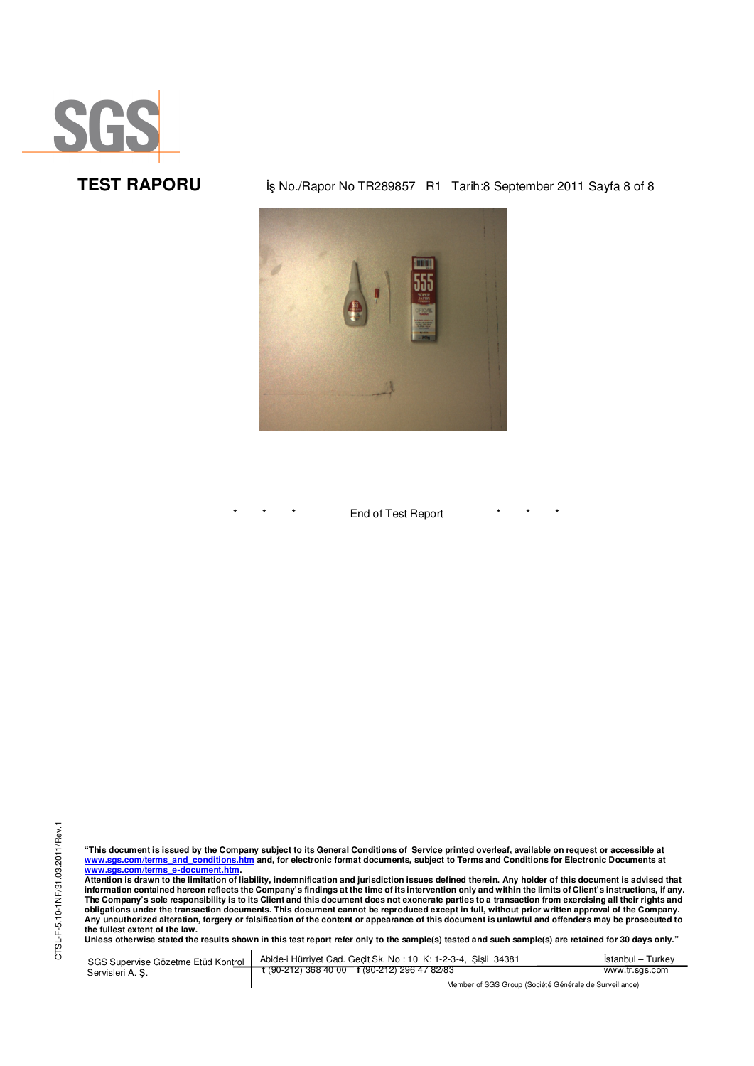**TEST RAPORU**  İş No./Rapor No TR289857 R1 Tarih:8 September 2011

\* \* \* End of Test Report \* \* \*

**"This document is issued by the Company subject to its General Conditions of Service printed overleaf, available on request or accessible at www.sgs.com/terms_and_conditions.htm and, for electronic format documents, subject to Terms and Conditions for Electronic Documents at www.sgs.com/terms_e-document.htm.**
**Attention is drawn to the limitation of liability, indemnification and jurisdiction issues defined therein. Any holder of this document is advised that information contained hereon reflects the Company's findings at the time of its intervention only and within the limits of Client's instructions, if any. The Company's sole responsibility is to its Client and this document does not exonerate parties to a transaction from exercising all their rights and obligations under the transaction documents. This document cannot be reproduced except in full, without prior written approval of the Company. Any unauthorized alteration, forgery or falsification of the content or appearance of this document is unlawful and offenders may be prosecuted to the fullest extent of the law.**
**Unless otherwise stated the results shown in this test report refer only to the sample(s) tested and such sample(s) are retained for 30 days only."**

SGS Supervise Gözetme Etüd Kontrol Servisleri A. Ş. | Abide-i Hürriyet Cad. Geçit Sk. No : 10 K: 1-2-3-4, Şişli 34381 | İstanbul – Turkey
t (90-212) 368 40 00 f (90-212) 296 47 82/83 | www.tr.sgs.com

Member of SGS Group (Société Générale de Surveillance)

CTSL-F-5.10-1NF/31.03.2011/Rev.1